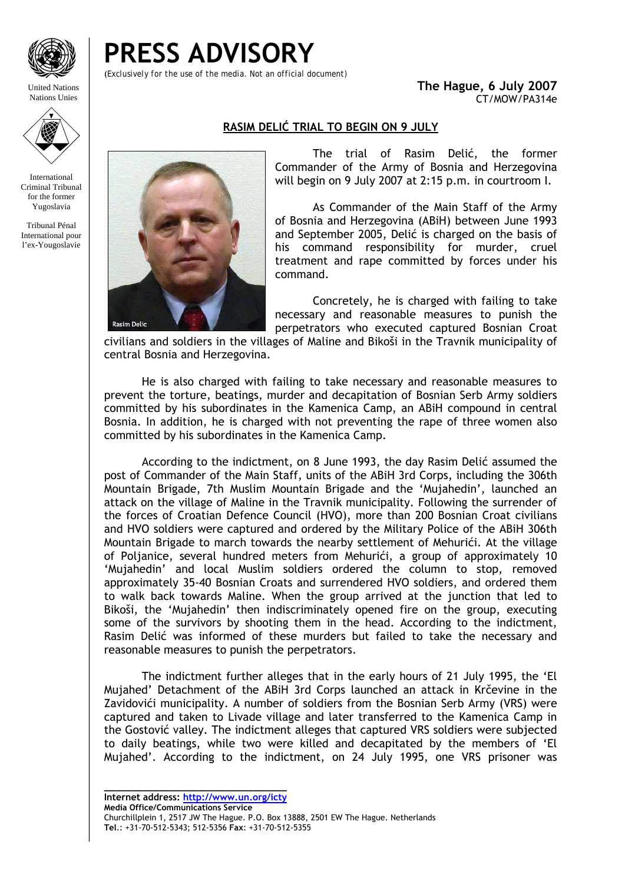# PRESS ADVISORY

(Exclusively for the use of the media. Not an official document)

United Nations
Nations Unies

International Criminal Tribunal for the former Yugoslavia

Tribunal Pénal International pour l'ex-Yougoslavie

**The Hague, 6 July 2007**
CT/MOW/PA314e

## RASIM DELIĆ TRIAL TO BEGIN ON 9 JULY

Rasim Delic

The trial of Rasim Delić, the former Commander of the Army of Bosnia and Herzegovina will begin on 9 July 2007 at 2:15 p.m. in courtroom I.

As Commander of the Main Staff of the Army of Bosnia and Herzegovina (ABiH) between June 1993 and September 2005, Delić is charged on the basis of his command responsibility for murder, cruel treatment and rape committed by forces under his command.

Concretely, he is charged with failing to take necessary and reasonable measures to punish the perpetrators who executed captured Bosnian Croat civilians and soldiers in the villages of Maline and Bikoši in the Travnik municipality of central Bosnia and Herzegovina.

He is also charged with failing to take necessary and reasonable measures to prevent the torture, beatings, murder and decapitation of Bosnian Serb Army soldiers committed by his subordinates in the Kamenica Camp, an ABiH compound in central Bosnia. In addition, he is charged with not preventing the rape of three women also committed by his subordinates in the Kamenica Camp.

According to the indictment, on 8 June 1993, the day Rasim Delić assumed the post of Commander of the Main Staff, units of the ABiH 3rd Corps, including the 306th Mountain Brigade, 7th Muslim Mountain Brigade and the 'Mujahedin', launched an attack on the village of Maline in the Travnik municipality. Following the surrender of the forces of Croatian Defence Council (HVO), more than 200 Bosnian Croat civilians and HVO soldiers were captured and ordered by the Military Police of the ABiH 306th Mountain Brigade to march towards the nearby settlement of Mehurići. At the village of Poljanice, several hundred meters from Mehurići, a group of approximately 10 'Mujahedin' and local Muslim soldiers ordered the column to stop, removed approximately 35-40 Bosnian Croats and surrendered HVO soldiers, and ordered them to walk back towards Maline. When the group arrived at the junction that led to Bikoši, the 'Mujahedin' then indiscriminately opened fire on the group, executing some of the survivors by shooting them in the head. According to the indictment, Rasim Delić was informed of these murders but failed to take the necessary and reasonable measures to punish the perpetrators.

The indictment further alleges that in the early hours of 21 July 1995, the 'El Mujahed' Detachment of the ABiH 3rd Corps launched an attack in Krčevine in the Zavidovići municipality. A number of soldiers from the Bosnian Serb Army (VRS) were captured and taken to Livade village and later transferred to the Kamenica Camp in the Gostović valley. The indictment alleges that captured VRS soldiers were subjected to daily beatings, while two were killed and decapitated by the members of 'El Mujahed'. According to the indictment, on 24 July 1995, one VRS prisoner was

**Internet address: http://www.un.org/icty**
**Media Office/Communications Service**
Churchillplein 1, 2517 JW The Hague. P.O. Box 13888, 2501 EW The Hague. Netherlands
**Tel**.: +31-70-512-5343; 512-5356 **Fax**: +31-70-512-5355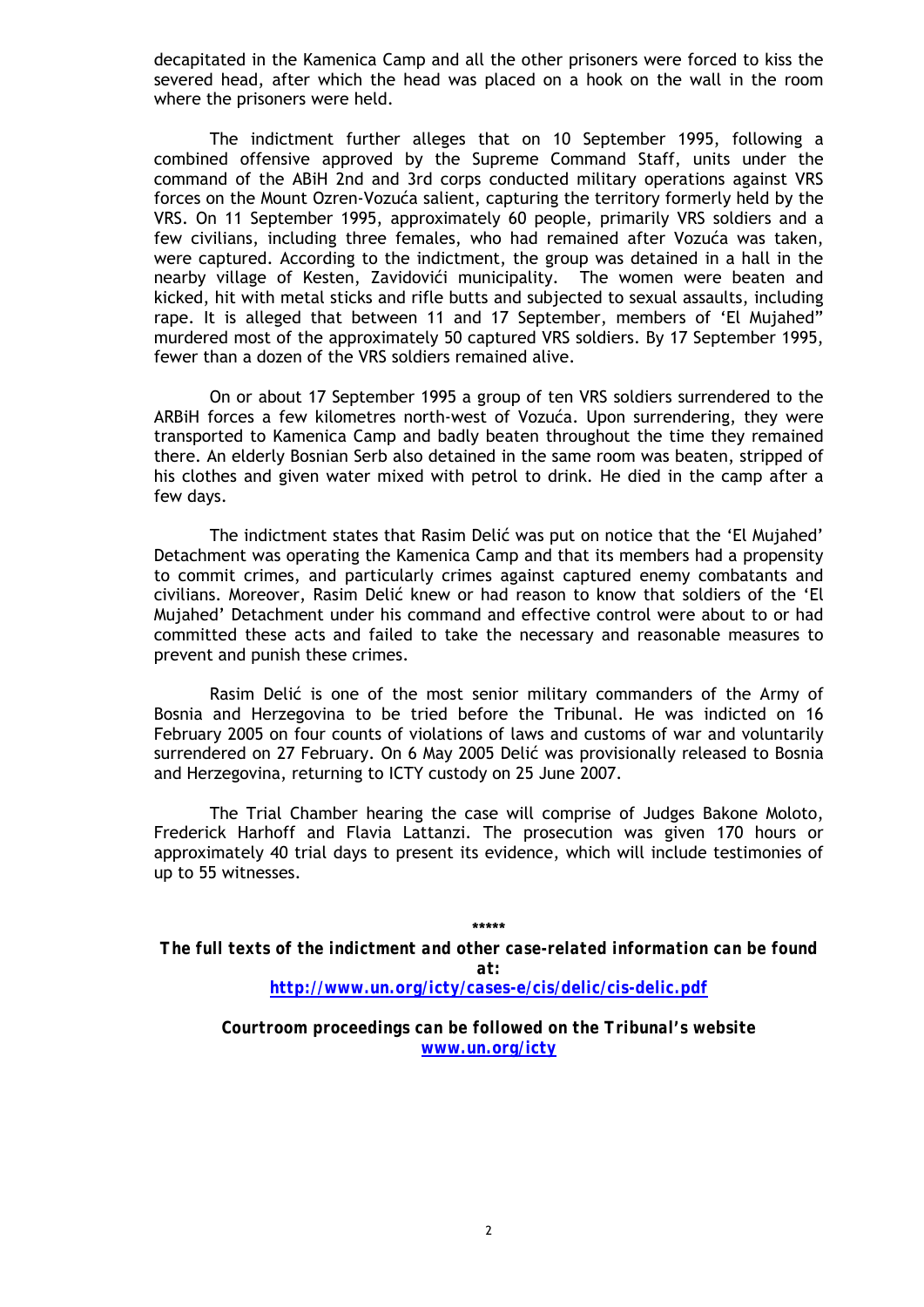decapitated in the Kamenica Camp and all the other prisoners were forced to kiss the severed head, after which the head was placed on a hook on the wall in the room where the prisoners were held.

The indictment further alleges that on 10 September 1995, following a combined offensive approved by the Supreme Command Staff, units under the command of the ABiH 2nd and 3rd corps conducted military operations against VRS forces on the Mount Ozren-Vozuća salient, capturing the territory formerly held by the VRS. On 11 September 1995, approximately 60 people, primarily VRS soldiers and a few civilians, including three females, who had remained after Vozuća was taken, were captured. According to the indictment, the group was detained in a hall in the nearby village of Kesten, Zavidovići municipality. The women were beaten and kicked, hit with metal sticks and rifle butts and subjected to sexual assaults, including rape. It is alleged that between 11 and 17 September, members of 'El Mujahed" murdered most of the approximately 50 captured VRS soldiers. By 17 September 1995, fewer than a dozen of the VRS soldiers remained alive.

On or about 17 September 1995 a group of ten VRS soldiers surrendered to the ARBiH forces a few kilometres north-west of Vozuća. Upon surrendering, they were transported to Kamenica Camp and badly beaten throughout the time they remained there. An elderly Bosnian Serb also detained in the same room was beaten, stripped of his clothes and given water mixed with petrol to drink. He died in the camp after a few days.

The indictment states that Rasim Delić was put on notice that the 'El Mujahed' Detachment was operating the Kamenica Camp and that its members had a propensity to commit crimes, and particularly crimes against captured enemy combatants and civilians. Moreover, Rasim Delić knew or had reason to know that soldiers of the 'El Mujahed' Detachment under his command and effective control were about to or had committed these acts and failed to take the necessary and reasonable measures to prevent and punish these crimes.

Rasim Delić is one of the most senior military commanders of the Army of Bosnia and Herzegovina to be tried before the Tribunal. He was indicted on 16 February 2005 on four counts of violations of laws and customs of war and voluntarily surrendered on 27 February. On 6 May 2005 Delić was provisionally released to Bosnia and Herzegovina, returning to ICTY custody on 25 June 2007.

The Trial Chamber hearing the case will comprise of Judges Bakone Moloto, Frederick Harhoff and Flavia Lattanzi. The prosecution was given 170 hours or approximately 40 trial days to present its evidence, which will include testimonies of up to 55 witnesses.

\*\*\*\*\*

***The full texts of the indictment and other case-related information can be found at:***
**[http://www.un.org/icty/cases-e/cis/delic/cis-delic.pdf](http://www.un.org/icty/cases-e/cis/delic/cis-delic.pdf)**

***Courtroom proceedings can be followed on the Tribunal's website***
**[www.un.org/icty](www.un.org/icty)**